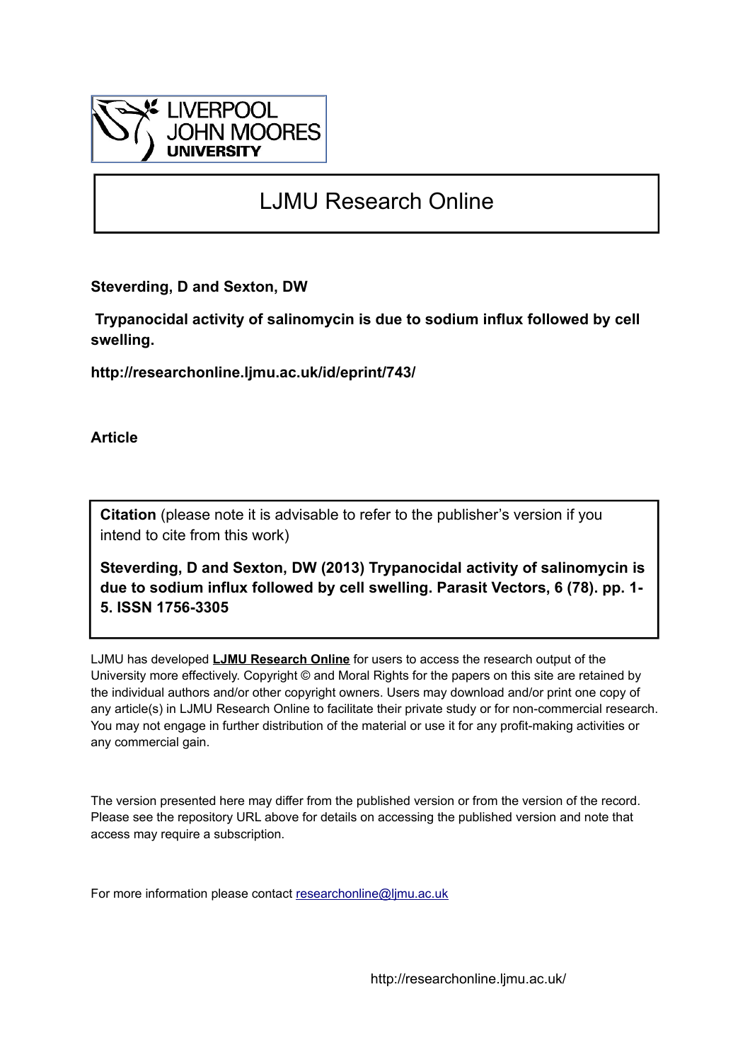# LJMU Research Online

**Steverding, D and Sexton, DW**

**Trypanocidal activity of salinomycin is due to sodium influx followed by cell swelling.**

**http://researchonline.ljmu.ac.uk/id/eprint/743/**

**Article**

**Citation** (please note it is advisable to refer to the publisher's version if you intend to cite from this work)

**Steverding, D and Sexton, DW (2013) Trypanocidal activity of salinomycin is due to sodium influx followed by cell swelling. Parasit Vectors, 6 (78). pp. 1-5. ISSN 1756-3305**

LJMU has developed **LJMU Research Online** for users to access the research output of the University more effectively. Copyright © and Moral Rights for the papers on this site are retained by the individual authors and/or other copyright owners. Users may download and/or print one copy of any article(s) in LJMU Research Online to facilitate their private study or for non-commercial research. You may not engage in further distribution of the material or use it for any profit-making activities or any commercial gain.

The version presented here may differ from the published version or from the version of the record. Please see the repository URL above for details on accessing the published version and note that access may require a subscription.

For more information please contact researchonline@ljmu.ac.uk

http://researchonline.ljmu.ac.uk/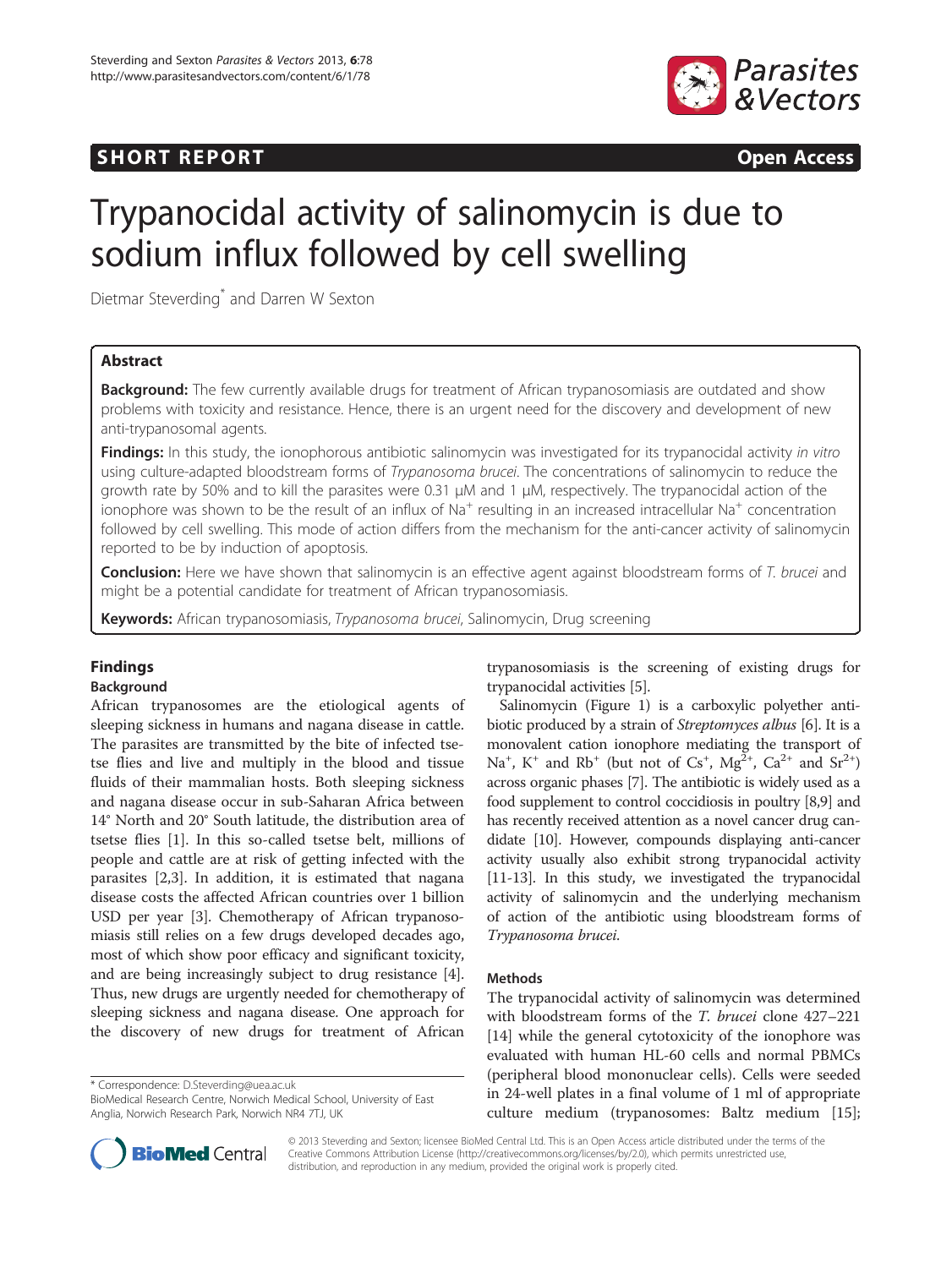# Trypanocidal activity of salinomycin is due to sodium influx followed by cell swelling

Dietmar Steverding* and Darren W Sexton

## Abstract

**Background:** The few currently available drugs for treatment of African trypanosomiasis are outdated and show problems with toxicity and resistance. Hence, there is an urgent need for the discovery and development of new anti-trypanosomal agents.

**Findings:** In this study, the ionophorous antibiotic salinomycin was investigated for its trypanocidal activity *in vitro* using culture-adapted bloodstream forms of *Trypanosoma brucei*. The concentrations of salinomycin to reduce the growth rate by 50% and to kill the parasites were 0.31 μM and 1 μM, respectively. The trypanocidal action of the ionophore was shown to be the result of an influx of $Na^+$ resulting in an increased intracellular $Na^+$ concentration followed by cell swelling. This mode of action differs from the mechanism for the anti-cancer activity of salinomycin reported to be by induction of apoptosis.

**Conclusion:** Here we have shown that salinomycin is an effective agent against bloodstream forms of *T. brucei* and might be a potential candidate for treatment of African trypanosomiasis.

**Keywords:** African trypanosomiasis, *Trypanosoma brucei*, Salinomycin, Drug screening

## Findings

### Background

African trypanosomes are the etiological agents of sleeping sickness in humans and nagana disease in cattle. The parasites are transmitted by the bite of infected tsetse flies and live and multiply in the blood and tissue fluids of their mammalian hosts. Both sleeping sickness and nagana disease occur in sub-Saharan Africa between 14° North and 20° South latitude, the distribution area of tsetse flies [1]. In this so-called tsetse belt, millions of people and cattle are at risk of getting infected with the parasites [2,3]. In addition, it is estimated that nagana disease costs the affected African countries over 1 billion USD per year [3]. Chemotherapy of African trypanosomiasis still relies on a few drugs developed decades ago, most of which show poor efficacy and significant toxicity, and are being increasingly subject to drug resistance [4]. Thus, new drugs are urgently needed for chemotherapy of sleeping sickness and nagana disease. One approach for the discovery of new drugs for treatment of African trypanosomiasis is the screening of existing drugs for trypanocidal activities [5].

Salinomycin (Figure 1) is a carboxylic polyether antibiotic produced by a strain of *Streptomyces albus* [6]. It is a monovalent cation ionophore mediating the transport of $Na^+$, $K^+$ and $Rb^+$ (but not of $Cs^+$, $Mg^{2+}$, $Ca^{2+}$ and $Sr^{2+}$) across organic phases [7]. The antibiotic is widely used as a food supplement to control coccidiosis in poultry [8,9] and has recently received attention as a novel cancer drug candidate [10]. However, compounds displaying anti-cancer activity usually also exhibit strong trypanocidal activity [11-13]. In this study, we investigated the trypanocidal activity of salinomycin and the underlying mechanism of action of the antibiotic using bloodstream forms of *Trypanosoma brucei*.

### Methods

The trypanocidal activity of salinomycin was determined with bloodstream forms of the *T. brucei* clone 427–221 [14] while the general cytotoxicity of the ionophore was evaluated with human HL-60 cells and normal PBMCs (peripheral blood mononuclear cells). Cells were seeded in 24-well plates in a final volume of 1 ml of appropriate culture medium (trypanosomes: Baltz medium [15];

\* Correspondence: D.Steverding@uea.ac.uk
BioMedical Research Centre, Norwich Medical School, University of East Anglia, Norwich Research Park, Norwich NR4 7TJ, UK

© 2013 Steverding and Sexton; licensee BioMed Central Ltd. This is an Open Access article distributed under the terms of the Creative Commons Attribution License (http://creativecommons.org/licenses/by/2.0), which permits unrestricted use, distribution, and reproduction in any medium, provided the original work is properly cited.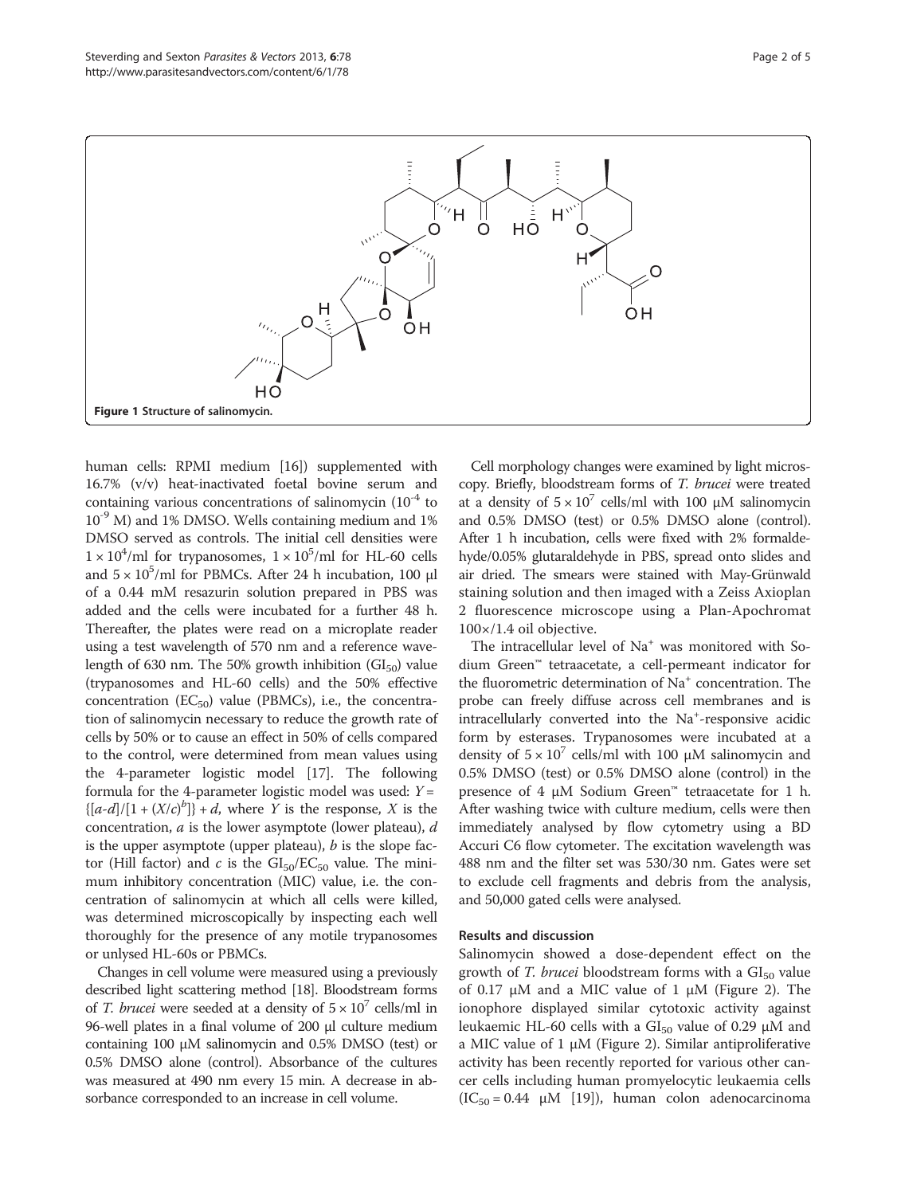Figure 1 Structure of salinomycin.

human cells: RPMI medium [16]) supplemented with 16.7% (v/v) heat-inactivated foetal bovine serum and containing various concentrations of salinomycin ($10^{-4}$ to $10^{-9}$ M) and 1% DMSO. Wells containing medium and 1% DMSO served as controls. The initial cell densities were $1 \times 10^4$/ml for trypanosomes, $1 \times 10^5$/ml for HL-60 cells and $5 \times 10^5$/ml for PBMCs. After 24 h incubation, 100 μl of a 0.44 mM resazurin solution prepared in PBS was added and the cells were incubated for a further 48 h. Thereafter, the plates were read on a microplate reader using a test wavelength of 570 nm and a reference wavelength of 630 nm. The 50% growth inhibition ($GI_{50}$) value (trypanosomes and HL-60 cells) and the 50% effective concentration ($EC_{50}$) value (PBMCs), i.e., the concentration of salinomycin necessary to reduce the growth rate of cells by 50% or to cause an effect in 50% of cells compared to the control, were determined from mean values using the 4-parameter logistic model [17]. The following formula for the 4-parameter logistic model was used: $Y = \{[a-d]/[1 + (X/c)^b]\} + d$, where $Y$ is the response, $X$ is the concentration, $a$ is the lower asymptote (lower plateau), $d$ is the upper asymptote (upper plateau), $b$ is the slope factor (Hill factor) and $c$ is the $GI_{50}/EC_{50}$ value. The minimum inhibitory concentration (MIC) value, i.e. the concentration of salinomycin at which all cells were killed, was determined microscopically by inspecting each well thoroughly for the presence of any motile trypanosomes or unlysed HL-60s or PBMCs.

Changes in cell volume were measured using a previously described light scattering method [18]. Bloodstream forms of *T. brucei* were seeded at a density of $5 \times 10^7$ cells/ml in 96-well plates in a final volume of 200 μl culture medium containing 100 μM salinomycin and 0.5% DMSO (test) or 0.5% DMSO alone (control). Absorbance of the cultures was measured at 490 nm every 15 min. A decrease in absorbance corresponded to an increase in cell volume.

Cell morphology changes were examined by light microscopy. Briefly, bloodstream forms of *T. brucei* were treated at a density of $5 \times 10^7$ cells/ml with 100 μM salinomycin and 0.5% DMSO (test) or 0.5% DMSO alone (control). After 1 h incubation, cells were fixed with 2% formaldehyde/0.05% glutaraldehyde in PBS, spread onto slides and air dried. The smears were stained with May-Grünwald staining solution and then imaged with a Zeiss Axioplan 2 fluorescence microscope using a Plan-Apochromat 100×/1.4 oil objective.

The intracellular level of $Na^+$ was monitored with Sodium Green™ tetraacetate, a cell-permeant indicator for the fluorometric determination of $Na^+$ concentration. The probe can freely diffuse across cell membranes and is intracellularly converted into the $Na^+$-responsive acidic form by esterases. Trypanosomes were incubated at a density of $5 \times 10^7$ cells/ml with 100 μM salinomycin and 0.5% DMSO (test) or 0.5% DMSO alone (control) in the presence of 4 μM Sodium Green™ tetraacetate for 1 h. After washing twice with culture medium, cells were then immediately analysed by flow cytometry using a BD Accuri C6 flow cytometer. The excitation wavelength was 488 nm and the filter set was 530/30 nm. Gates were set to exclude cell fragments and debris from the analysis, and 50,000 gated cells were analysed.

## Results and discussion

Salinomycin showed a dose-dependent effect on the growth of *T. brucei* bloodstream forms with a $GI_{50}$ value of 0.17 μM and a MIC value of 1 μM (Figure 2). The ionophore displayed similar cytotoxic activity against leukaemic HL-60 cells with a $GI_{50}$ value of 0.29 μM and a MIC value of 1 μM (Figure 2). Similar antiproliferative activity has been recently reported for various other cancer cells including human promyelocytic leukaemia cells ($IC_{50} = 0.44$ μM [19]), human colon adenocarcinoma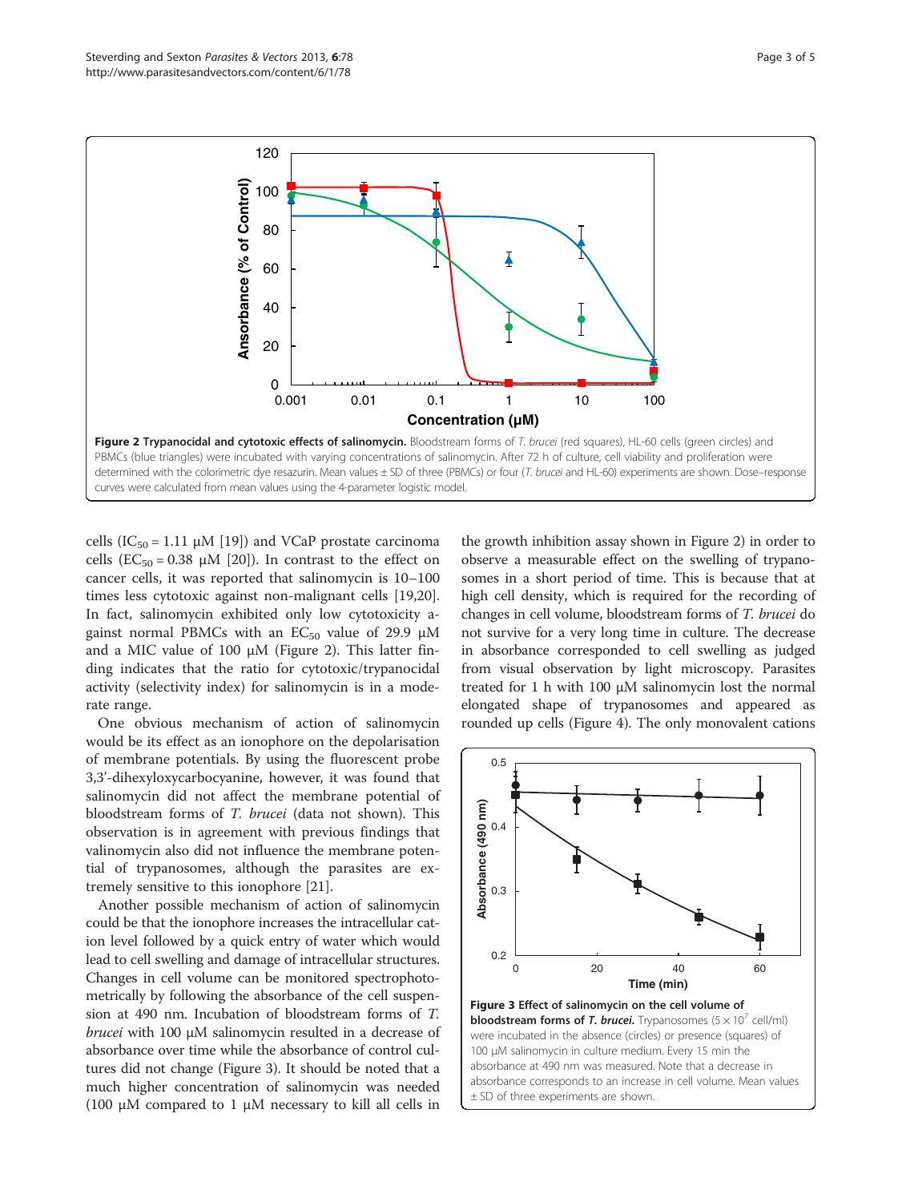Figure 2 Trypanocidal and cytotoxic effects of salinomycin. Bloodstream forms of *T. brucei* (red squares), HL-60 cells (green circles) and PBMCs (blue triangles) were incubated with varying concentrations of salinomycin. After 72 h of culture, cell viability and proliferation were determined with the colorimetric dye resazurin. Mean values ± SD of three (PBMCs) or four (*T. brucei* and HL-60) experiments are shown. Dose–response curves were calculated from mean values using the 4-parameter logistic model.

cells ($IC_{50}$ = 1.11 μM [19]) and VCaP prostate carcinoma cells ($EC_{50}$ = 0.38 μM [20]). In contrast to the effect on cancer cells, it was reported that salinomycin is 10–100 times less cytotoxic against non-malignant cells [19,20]. In fact, salinomycin exhibited only low cytotoxicity against normal PBMCs with an $EC_{50}$ value of 29.9 μM and a MIC value of 100 μM (Figure 2). This latter finding indicates that the ratio for cytotoxic/trypanocidal activity (selectivity index) for salinomycin is in a moderate range.

One obvious mechanism of action of salinomycin would be its effect as an ionophore on the depolarisation of membrane potentials. By using the fluorescent probe 3,3'-dihexyloxycarbocyanine, however, it was found that salinomycin did not affect the membrane potential of bloodstream forms of *T. brucei* (data not shown). This observation is in agreement with previous findings that valinomycin also did not influence the membrane potential of trypanosomes, although the parasites are extremely sensitive to this ionophore [21].

Another possible mechanism of action of salinomycin could be that the ionophore increases the intracellular cation level followed by a quick entry of water which would lead to cell swelling and damage of intracellular structures. Changes in cell volume can be monitored spectrophotometrically by following the absorbance of the cell suspension at 490 nm. Incubation of bloodstream forms of *T. brucei* with 100 μM salinomycin resulted in a decrease of absorbance over time while the absorbance of control cultures did not change (Figure 3). It should be noted that a much higher concentration of salinomycin was needed (100 μM compared to 1 μM necessary to kill all cells in the growth inhibition assay shown in Figure 2) in order to observe a measurable effect on the swelling of trypanosomes in a short period of time. This is because that at high cell density, which is required for the recording of changes in cell volume, bloodstream forms of *T. brucei* do not survive for a very long time in culture. The decrease in absorbance corresponded to cell swelling as judged from visual observation by light microscopy. Parasites treated for 1 h with 100 μM salinomycin lost the normal elongated shape of trypanosomes and appeared as rounded up cells (Figure 4). The only monovalent cations

Figure 3 Effect of salinomycin on the cell volume of bloodstream forms of *T. brucei*. Trypanosomes ($5 \times 10^7$ cell/ml) were incubated in the absence (circles) or presence (squares) of 100 μM salinomycin in culture medium. Every 15 min the absorbance at 490 nm was measured. Note that a decrease in absorbance corresponds to an increase in cell volume. Mean values ± SD of three experiments are shown.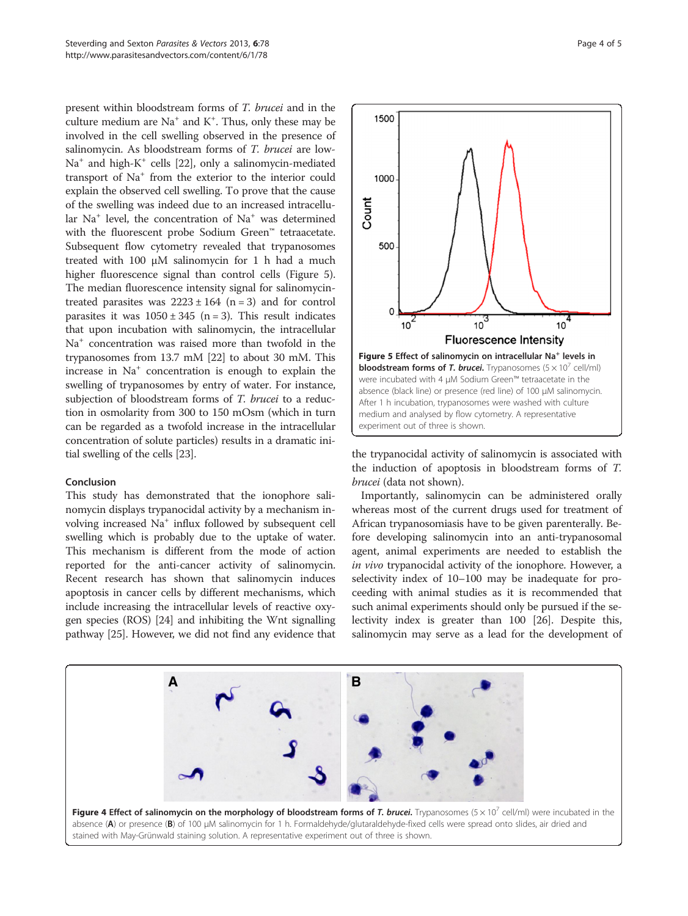present within bloodstream forms of *T. brucei* and in the culture medium are $Na^+$ and $K^+$. Thus, only these may be involved in the cell swelling observed in the presence of salinomycin. As bloodstream forms of *T. brucei* are low-$Na^+$ and high-$K^+$ cells [22], only a salinomycin-mediated transport of $Na^+$ from the exterior to the interior could explain the observed cell swelling. To prove that the cause of the swelling was indeed due to an increased intracellular $Na^+$ level, the concentration of $Na^+$ was determined with the fluorescent probe Sodium Green™ tetraacetate. Subsequent flow cytometry revealed that trypanosomes treated with 100 μM salinomycin for 1 h had a much higher fluorescence signal than control cells (Figure 5). The median fluorescence intensity signal for salinomycin-treated parasites was $2223 \pm 164$ (n = 3) and for control parasites it was $1050 \pm 345$ (n = 3). This result indicates that upon incubation with salinomycin, the intracellular $Na^+$ concentration was raised more than twofold in the trypanosomes from 13.7 mM [22] to about 30 mM. This increase in $Na^+$ concentration is enough to explain the swelling of trypanosomes by entry of water. For instance, subjection of bloodstream forms of *T. brucei* to a reduction in osmolarity from 300 to 150 mOsm (which in turn can be regarded as a twofold increase in the intracellular concentration of solute particles) results in a dramatic initial swelling of the cells [23].

**Figure 5 Effect of salinomycin on intracellular $Na^+$ levels in bloodstream forms of *T. brucei*.** Trypanosomes ($5 \times 10^7$ cell/ml) were incubated with 4 μM Sodium Green™ tetraacetate in the absence (black line) or presence (red line) of 100 μM salinomycin. After 1 h incubation, trypanosomes were washed with culture medium and analysed by flow cytometry. A representative experiment out of three is shown.

## Conclusion

This study has demonstrated that the ionophore salinomycin displays trypanocidal activity by a mechanism involving increased $Na^+$ influx followed by subsequent cell swelling which is probably due to the uptake of water. This mechanism is different from the mode of action reported for the anti-cancer activity of salinomycin. Recent research has shown that salinomycin induces apoptosis in cancer cells by different mechanisms, which include increasing the intracellular levels of reactive oxygen species (ROS) [24] and inhibiting the Wnt signalling pathway [25]. However, we did not find any evidence that the trypanocidal activity of salinomycin is associated with the induction of apoptosis in bloodstream forms of *T. brucei* (data not shown).

Importantly, salinomycin can be administered orally whereas most of the current drugs used for treatment of African trypanosomiasis have to be given parenterally. Before developing salinomycin into an anti-trypanosomal agent, animal experiments are needed to establish the *in vivo* trypanocidal activity of the ionophore. However, a selectivity index of 10–100 may be inadequate for proceeding with animal studies as it is recommended that such animal experiments should only be pursued if the selectivity index is greater than 100 [26]. Despite this, salinomycin may serve as a lead for the development of

**Figure 4 Effect of salinomycin on the morphology of bloodstream forms of *T. brucei*.** Trypanosomes ($5 \times 10^7$ cell/ml) were incubated in the absence (**A**) or presence (**B**) of 100 μM salinomycin for 1 h. Formaldehyde/glutaraldehyde-fixed cells were spread onto slides, air dried and stained with May-Grünwald staining solution. A representative experiment out of three is shown.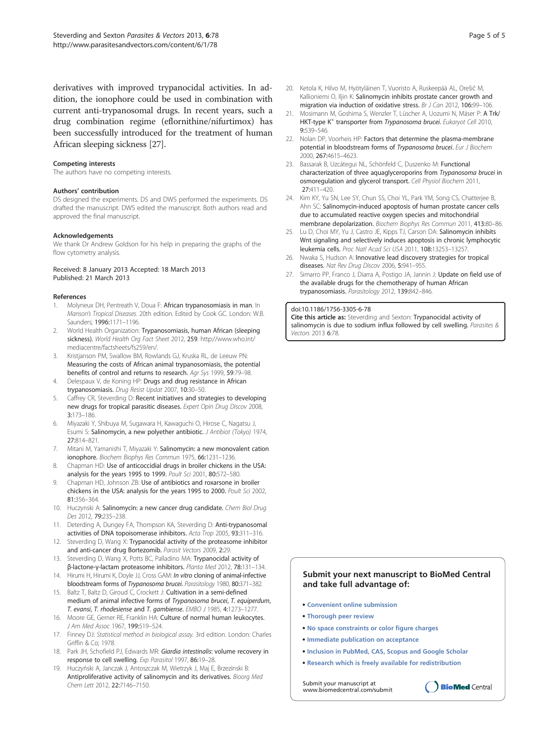derivatives with improved trypanocidal activities. In addition, the ionophore could be used in combination with current anti-trypanosomal drugs. In recent years, such a drug combination regime (eflornithine/nifurtimox) has been successfully introduced for the treatment of human African sleeping sickness [27].

#### Competing interests

The authors have no competing interests.

#### Authors' contribution

DS designed the experiments. DS and DWS performed the experiments. DS drafted the manuscript. DWS edited the manuscript. Both authors read and approved the final manuscript.

#### Acknowledgements

We thank Dr Andrew Goldson for his help in preparing the graphs of the flow cytometry analysis.

Received: 8 January 2013 Accepted: 18 March 2013
Published: 21 March 2013

#### References

1. Molyneux DH, Pentreath V, Doua F: **African trypanosomiasis in man.** In *Manson's Tropical Diseases.* 20th edition. Edited by Cook GC. London: W.B. Saunders; 1996:1171–1196.
2. World Health Organization: **Trypanosomiasis, human African (sleeping sickness).** *World Health Org Fact Sheet* 2012, **259**. http://www.who.int/mediacentre/factsheets/fs259/en/.
3. Kristjanson PM, Swallow BM, Rowlands GJ, Kruska RL, de Leeuw PN: **Measuring the costs of African animal trypanosomiasis, the potential benefits of control and returns to research.** *Agr Sys* 1999, **59**:79–98.
4. Delespaux V, de Koning HP: **Drugs and drug resistance in African trypanosomiasis.** *Drug Resist Updat* 2007, **10**:30–50.
5. Caffrey CR, Steverding D: **Recent initiatives and strategies to developing new drugs for tropical parasitic diseases.** *Expert Opin Drug Discov* 2008, **3**:173–186.
6. Miyazaki Y, Shibuya M, Sugawara H, Kawaguchi O, Hirose C, Nagatsu J, Esumi S: **Salinomycin, a new polyether antibiotic.** *J Antibiot (Tokyo)* 1974, **27**:814–821.
7. Mitani M, Yamanishi T, Miyazaki Y: **Salinomycin: a new monovalent cation ionophore.** *Biochem Biophys Res Commun* 1975, **66**:1231–1236.
8. Chapman HD: **Use of anticoccidial drugs in broiler chickens in the USA: analysis for the years 1995 to 1999.** *Poult Sci* 2001, **80**:572–580.
9. Chapman HD, Johnson ZB: **Use of antibiotics and roxarsone in broiler chickens in the USA: analysis for the years 1995 to 2000.** *Poult Sci* 2002, **81**:356–364.
10. Huczynski A: **Salinomycin: a new cancer drug candidate.** *Chem Biol Drug Des* 2012, **79**:235–238.
11. Deterding A, Dungey FA, Thompson KA, Steverding D: **Anti-trypanosomal activities of DNA topoisomerase inhibitors.** *Acta Trop* 2005, **93**:311–316.
12. Steverding D, Wang X: **Trypanocidal activity of the proteasome inhibitor and anti-cancer drug Bortezomib.** *Parasit Vectors* 2009, **2**:29.
13. Steverding D, Wang X, Potts BC, Palladino MA: **Trypanocidal activity of β-lactone-γ-lactam proteasome inhibitors.** *Planta Med* 2012, **78**:131–134.
14. Hirumi H, Hirumi K, Doyle JJ, Cross GAM: ***In vitro* cloning of animal-infective bloodstream forms of *Trypanosoma brucei*.** *Parasitology* 1980, **80**:371–382.
15. Baltz T, Baltz D, Giroud C, Crockett J: **Cultivation in a semi-defined medium of animal infective forms of *Trypanosoma brucei*, *T. equiperdum*, *T. evansi*, *T. rhodesiense* and *T. gambiense*.** *EMBO J* 1985, **4**:1273–1277.
16. Moore GE, Gerner RE, Franklin HA: **Culture of normal human leukocytes.** *J Am Med Assoc* 1967, **199**:519–524.
17. Finney DJ: *Statistical method in biological assay.* 3rd edition. London: Charles Griffin & Co; 1978.
18. Park JH, Schofield PJ, Edwards MR: ***Giardia intestinalis*: volume recovery in response to cell swelling.** *Exp Parasitol* 1997, **86**:19–28.
19. Huczyński A, Janczak J, Antoszczak M, Wietrzyk J, Maj E, Brzezinski B: **Antiproliferative activity of salinomycin and its derivatives.** *Bioorg Med Chem Lett* 2012, **22**:7146–7150.
20. Ketola K, Hilvo M, Hyötyläinen T, Vuoristo A, Ruskeepää AL, Orešič M, Kallioniemi O, Iljin K: **Salinomycin inhibits prostate cancer growth and migration via induction of oxidative stress.** *Br J Can* 2012, **106**:99–106.
21. Mosimann M, Goshima S, Wenzler T, Lüscher A, Uozumi N, Mäser P: **A Trk/HKT-type $K^+$ transporter from *Trypanosoma brucei*.** *Eukaryot Cell* 2010, **9**:539–546.
22. Nolan DP, Voorheis HP: **Factors that determine the plasma-membrane potential in bloodstream forms of *Trypanosoma brucei*.** *Eur J Biochem* 2000, **267**:4615–4623.
23. Bassarak B, Uzcátegui NL, Schönfeld C, Duszenko M: **Functional characterization of three aquaglyceroporins from *Trypanosoma brucei* in osmoregulation and glycerol transport.** *Cell Physiol Biochem* 2011, **27**:411–420.
24. Kim KY, Yu SN, Lee SY, Chun SS, Choi YL, Park YM, Song CS, Chatterjee B, Ahn SC: **Salinomycin-induced apoptosis of human prostate cancer cells due to accumulated reactive oxygen species and mitochondrial membrane depolarization.** *Biochem Biophys Res Commun* 2011, **413**:80–86.
25. Lu D, Choi MY, Yu J, Castro JE, Kipps TJ, Carson DA: **Salinomycin inhibits Wnt signaling and selectively induces apoptosis in chronic lymphocytic leukemia cells.** *Proc Natl Acad Sci USA* 2011, **108**:13253–13257.
26. Nwaka S, Hudson A: **Innovative lead discovery strategies for tropical diseases.** *Nat Rev Drug Discov* 2006, **5**:941–955.
27. Simarro PP, Franco J, Diarra A, Postigo JA, Jannin J: **Update on field use of the available drugs for the chemotherapy of human African trypanosomiasis.** *Parasitology* 2012, **139**:842–846.

doi:10.1186/1756-3305-6-78

**Cite this article as:** Steverding and Sexton: Trypanocidal activity of salinomycin is due to sodium influx followed by cell swelling. *Parasites & Vectors* 2013 **6**:78.

**Submit your next manuscript to BioMed Central and take full advantage of:**

- **Convenient online submission**
- **Thorough peer review**
- **No space constraints or color figure charges**
- **Immediate publication on acceptance**
- **Inclusion in PubMed, CAS, Scopus and Google Scholar**
- **Research which is freely available for redistribution**

Submit your manuscript at
www.biomedcentral.com/submit

BioMed Central